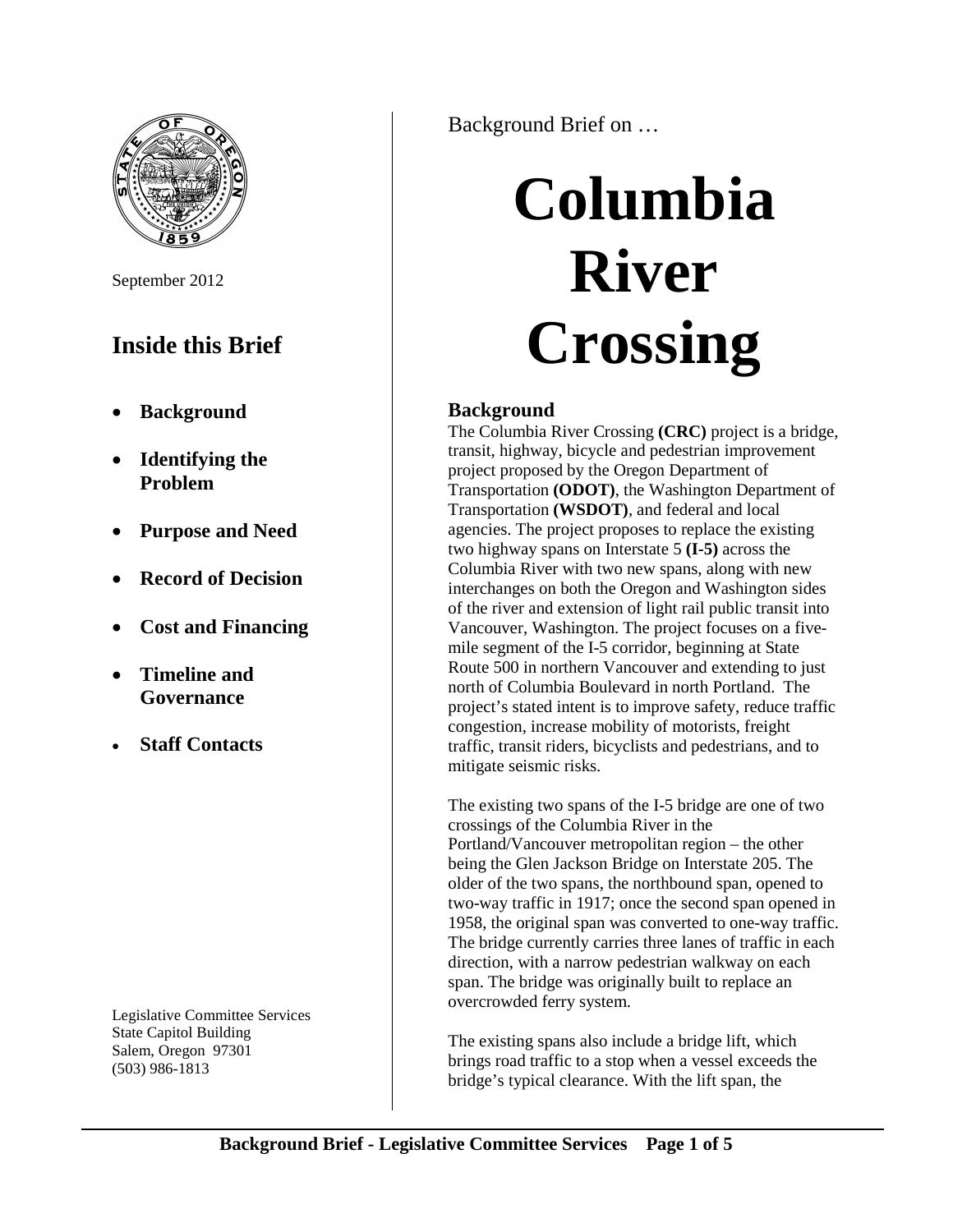September 2012

## Inside this Brief

- **Background**
- **Identifying the Problem**
- **Purpose and Need**
- **Record of Decision**
- **Cost and Financing**
- **Timeline and Governance**
- **Staff Contacts**

Legislative Committee Services
State Capitol Building
Salem, Oregon 97301
(503) 986-1813

Background Brief on …

# Columbia River Crossing

## Background

The Columbia River Crossing **(CRC)** project is a bridge, transit, highway, bicycle and pedestrian improvement project proposed by the Oregon Department of Transportation **(ODOT)**, the Washington Department of Transportation **(WSDOT)**, and federal and local agencies. The project proposes to replace the existing two highway spans on Interstate 5 **(I-5)** across the Columbia River with two new spans, along with new interchanges on both the Oregon and Washington sides of the river and extension of light rail public transit into Vancouver, Washington. The project focuses on a five-mile segment of the I-5 corridor, beginning at State Route 500 in northern Vancouver and extending to just north of Columbia Boulevard in north Portland. The project's stated intent is to improve safety, reduce traffic congestion, increase mobility of motorists, freight traffic, transit riders, bicyclists and pedestrians, and to mitigate seismic risks.

The existing two spans of the I-5 bridge are one of two crossings of the Columbia River in the Portland/Vancouver metropolitan region – the other being the Glen Jackson Bridge on Interstate 205. The older of the two spans, the northbound span, opened to two-way traffic in 1917; once the second span opened in 1958, the original span was converted to one-way traffic. The bridge currently carries three lanes of traffic in each direction, with a narrow pedestrian walkway on each span. The bridge was originally built to replace an overcrowded ferry system.

The existing spans also include a bridge lift, which brings road traffic to a stop when a vessel exceeds the bridge's typical clearance. With the lift span, the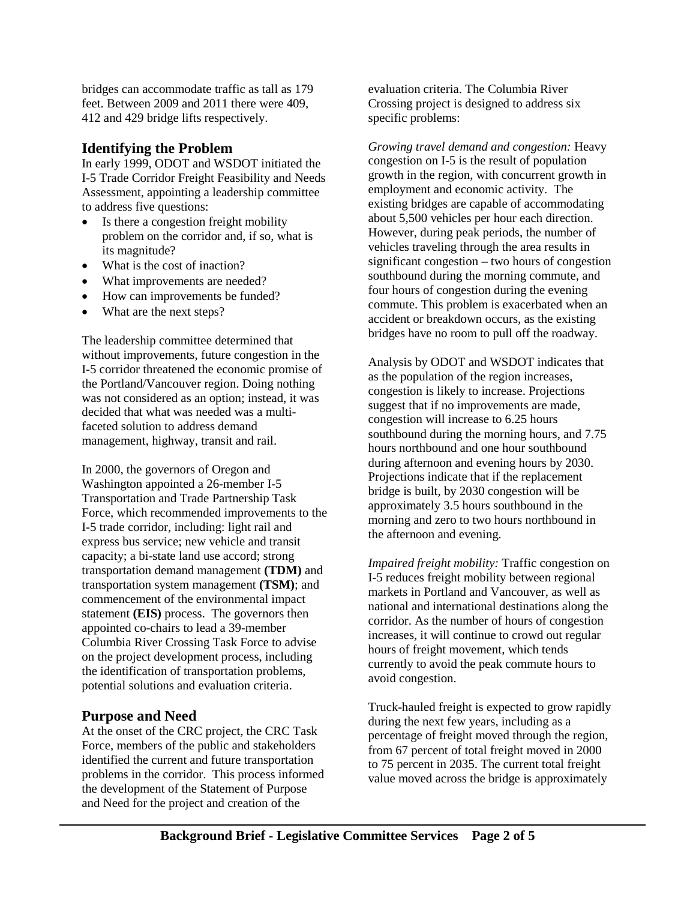bridges can accommodate traffic as tall as 179 feet. Between 2009 and 2011 there were 409, 412 and 429 bridge lifts respectively.

## Identifying the Problem

In early 1999, ODOT and WSDOT initiated the I-5 Trade Corridor Freight Feasibility and Needs Assessment, appointing a leadership committee to address five questions:

- Is there a congestion freight mobility problem on the corridor and, if so, what is its magnitude?
- What is the cost of inaction?
- What improvements are needed?
- How can improvements be funded?
- What are the next steps?

The leadership committee determined that without improvements, future congestion in the I-5 corridor threatened the economic promise of the Portland/Vancouver region. Doing nothing was not considered as an option; instead, it was decided that what was needed was a multi-faceted solution to address demand management, highway, transit and rail.

In 2000, the governors of Oregon and Washington appointed a 26-member I-5 Transportation and Trade Partnership Task Force, which recommended improvements to the I-5 trade corridor, including: light rail and express bus service; new vehicle and transit capacity; a bi-state land use accord; strong transportation demand management **(TDM)** and transportation system management **(TSM)**; and commencement of the environmental impact statement **(EIS)** process. The governors then appointed co-chairs to lead a 39-member Columbia River Crossing Task Force to advise on the project development process, including the identification of transportation problems, potential solutions and evaluation criteria.

## Purpose and Need

At the onset of the CRC project, the CRC Task Force, members of the public and stakeholders identified the current and future transportation problems in the corridor. This process informed the development of the Statement of Purpose and Need for the project and creation of the evaluation criteria. The Columbia River Crossing project is designed to address six specific problems:

*Growing travel demand and congestion:* Heavy congestion on I-5 is the result of population growth in the region, with concurrent growth in employment and economic activity. The existing bridges are capable of accommodating about 5,500 vehicles per hour each direction. However, during peak periods, the number of vehicles traveling through the area results in significant congestion – two hours of congestion southbound during the morning commute, and four hours of congestion during the evening commute. This problem is exacerbated when an accident or breakdown occurs, as the existing bridges have no room to pull off the roadway.

Analysis by ODOT and WSDOT indicates that as the population of the region increases, congestion is likely to increase. Projections suggest that if no improvements are made, congestion will increase to 6.25 hours southbound during the morning hours, and 7.75 hours northbound and one hour southbound during afternoon and evening hours by 2030. Projections indicate that if the replacement bridge is built, by 2030 congestion will be approximately 3.5 hours southbound in the morning and zero to two hours northbound in the afternoon and evening.

*Impaired freight mobility:* Traffic congestion on I-5 reduces freight mobility between regional markets in Portland and Vancouver, as well as national and international destinations along the corridor. As the number of hours of congestion increases, it will continue to crowd out regular hours of freight movement, which tends currently to avoid the peak commute hours to avoid congestion.

Truck-hauled freight is expected to grow rapidly during the next few years, including as a percentage of freight moved through the region, from 67 percent of total freight moved in 2000 to 75 percent in 2035. The current total freight value moved across the bridge is approximately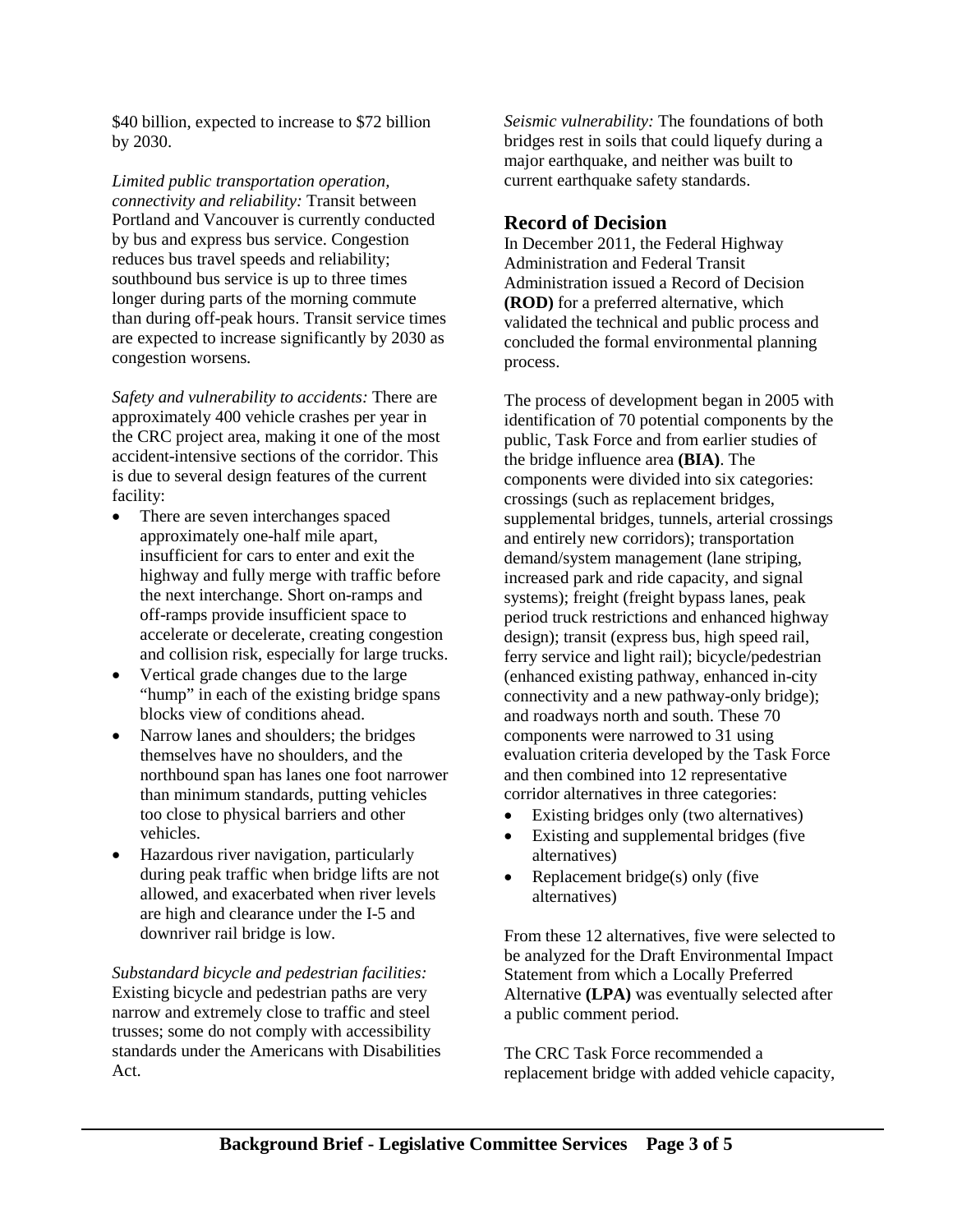$40 billion, expected to increase to $72 billion by 2030.

*Limited public transportation operation, connectivity and reliability:* Transit between Portland and Vancouver is currently conducted by bus and express bus service. Congestion reduces bus travel speeds and reliability; southbound bus service is up to three times longer during parts of the morning commute than during off-peak hours. Transit service times are expected to increase significantly by 2030 as congestion worsens.

*Safety and vulnerability to accidents:* There are approximately 400 vehicle crashes per year in the CRC project area, making it one of the most accident-intensive sections of the corridor. This is due to several design features of the current facility:

- There are seven interchanges spaced approximately one-half mile apart, insufficient for cars to enter and exit the highway and fully merge with traffic before the next interchange. Short on-ramps and off-ramps provide insufficient space to accelerate or decelerate, creating congestion and collision risk, especially for large trucks.
- Vertical grade changes due to the large "hump" in each of the existing bridge spans blocks view of conditions ahead.
- Narrow lanes and shoulders; the bridges themselves have no shoulders, and the northbound span has lanes one foot narrower than minimum standards, putting vehicles too close to physical barriers and other vehicles.
- Hazardous river navigation, particularly during peak traffic when bridge lifts are not allowed, and exacerbated when river levels are high and clearance under the I-5 and downriver rail bridge is low.

*Substandard bicycle and pedestrian facilities:* Existing bicycle and pedestrian paths are very narrow and extremely close to traffic and steel trusses; some do not comply with accessibility standards under the Americans with Disabilities Act.

*Seismic vulnerability:* The foundations of both bridges rest in soils that could liquefy during a major earthquake, and neither was built to current earthquake safety standards.

## Record of Decision

In December 2011, the Federal Highway Administration and Federal Transit Administration issued a Record of Decision **(ROD)** for a preferred alternative, which validated the technical and public process and concluded the formal environmental planning process.

The process of development began in 2005 with identification of 70 potential components by the public, Task Force and from earlier studies of the bridge influence area **(BIA)**. The components were divided into six categories: crossings (such as replacement bridges, supplemental bridges, tunnels, arterial crossings and entirely new corridors); transportation demand/system management (lane striping, increased park and ride capacity, and signal systems); freight (freight bypass lanes, peak period truck restrictions and enhanced highway design); transit (express bus, high speed rail, ferry service and light rail); bicycle/pedestrian (enhanced existing pathway, enhanced in-city connectivity and a new pathway-only bridge); and roadways north and south. These 70 components were narrowed to 31 using evaluation criteria developed by the Task Force and then combined into 12 representative corridor alternatives in three categories:

- Existing bridges only (two alternatives)
- Existing and supplemental bridges (five alternatives)
- Replacement bridge(s) only (five alternatives)

From these 12 alternatives, five were selected to be analyzed for the Draft Environmental Impact Statement from which a Locally Preferred Alternative **(LPA)** was eventually selected after a public comment period.

The CRC Task Force recommended a replacement bridge with added vehicle capacity,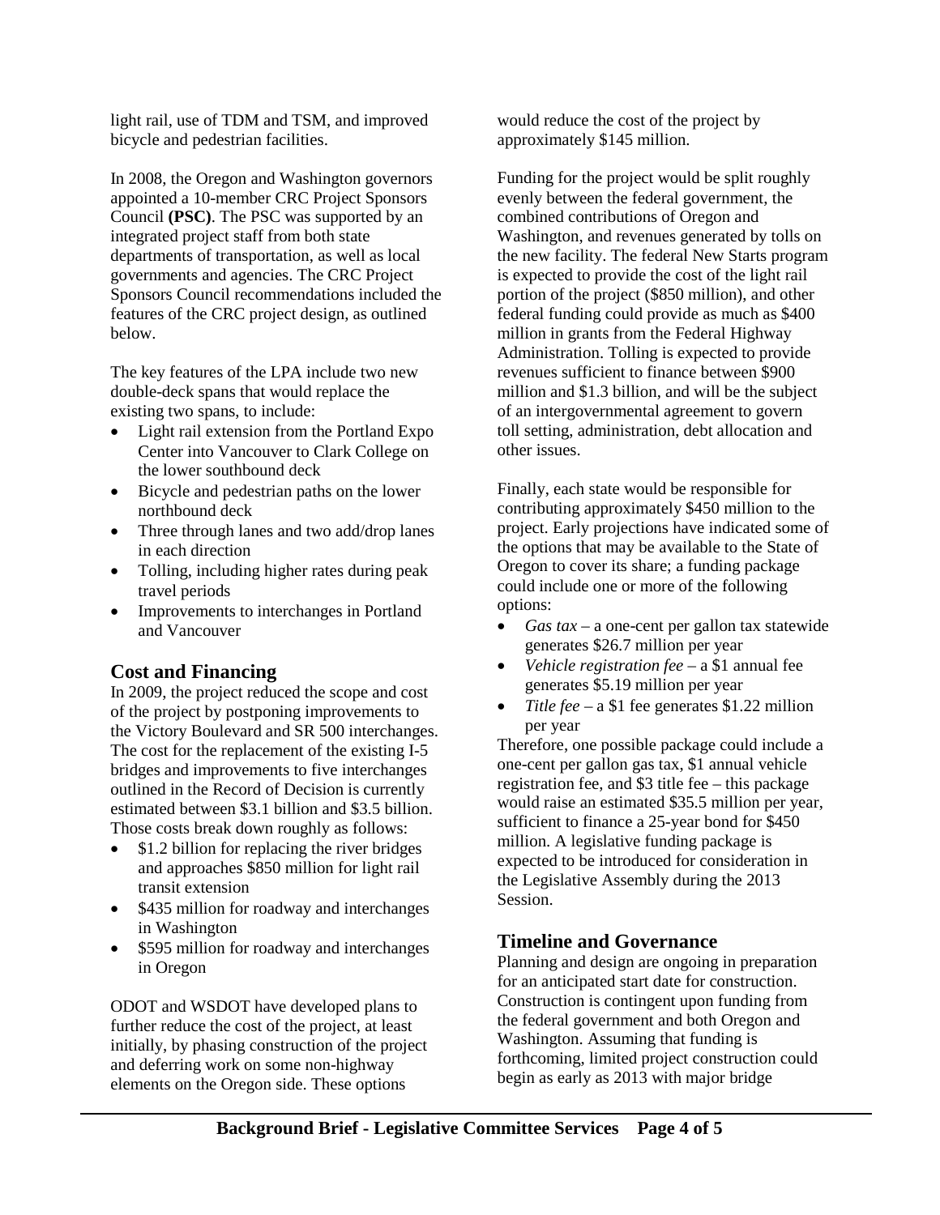light rail, use of TDM and TSM, and improved bicycle and pedestrian facilities.

In 2008, the Oregon and Washington governors appointed a 10-member CRC Project Sponsors Council **(PSC)**. The PSC was supported by an integrated project staff from both state departments of transportation, as well as local governments and agencies. The CRC Project Sponsors Council recommendations included the features of the CRC project design, as outlined below.

The key features of the LPA include two new double-deck spans that would replace the existing two spans, to include:

- Light rail extension from the Portland Expo Center into Vancouver to Clark College on the lower southbound deck
- Bicycle and pedestrian paths on the lower northbound deck
- Three through lanes and two add/drop lanes in each direction
- Tolling, including higher rates during peak travel periods
- Improvements to interchanges in Portland and Vancouver

## Cost and Financing

In 2009, the project reduced the scope and cost of the project by postponing improvements to the Victory Boulevard and SR 500 interchanges. The cost for the replacement of the existing I-5 bridges and improvements to five interchanges outlined in the Record of Decision is currently estimated between $3.1 billion and $3.5 billion. Those costs break down roughly as follows:

- $1.2 billion for replacing the river bridges and approaches $850 million for light rail transit extension
- $435 million for roadway and interchanges in Washington
- $595 million for roadway and interchanges in Oregon

ODOT and WSDOT have developed plans to further reduce the cost of the project, at least initially, by phasing construction of the project and deferring work on some non-highway elements on the Oregon side. These options would reduce the cost of the project by approximately $145 million.

Funding for the project would be split roughly evenly between the federal government, the combined contributions of Oregon and Washington, and revenues generated by tolls on the new facility. The federal New Starts program is expected to provide the cost of the light rail portion of the project ($850 million), and other federal funding could provide as much as $400 million in grants from the Federal Highway Administration. Tolling is expected to provide revenues sufficient to finance between $900 million and $1.3 billion, and will be the subject of an intergovernmental agreement to govern toll setting, administration, debt allocation and other issues.

Finally, each state would be responsible for contributing approximately $450 million to the project. Early projections have indicated some of the options that may be available to the State of Oregon to cover its share; a funding package could include one or more of the following options:

- *Gas tax* – a one-cent per gallon tax statewide generates $26.7 million per year
- *Vehicle registration fee* – a $1 annual fee generates $5.19 million per year
- *Title fee* – a $1 fee generates $1.22 million per year

Therefore, one possible package could include a one-cent per gallon gas tax, $1 annual vehicle registration fee, and $3 title fee – this package would raise an estimated $35.5 million per year, sufficient to finance a 25-year bond for $450 million. A legislative funding package is expected to be introduced for consideration in the Legislative Assembly during the 2013 Session.

## Timeline and Governance

Planning and design are ongoing in preparation for an anticipated start date for construction. Construction is contingent upon funding from the federal government and both Oregon and Washington. Assuming that funding is forthcoming, limited project construction could begin as early as 2013 with major bridge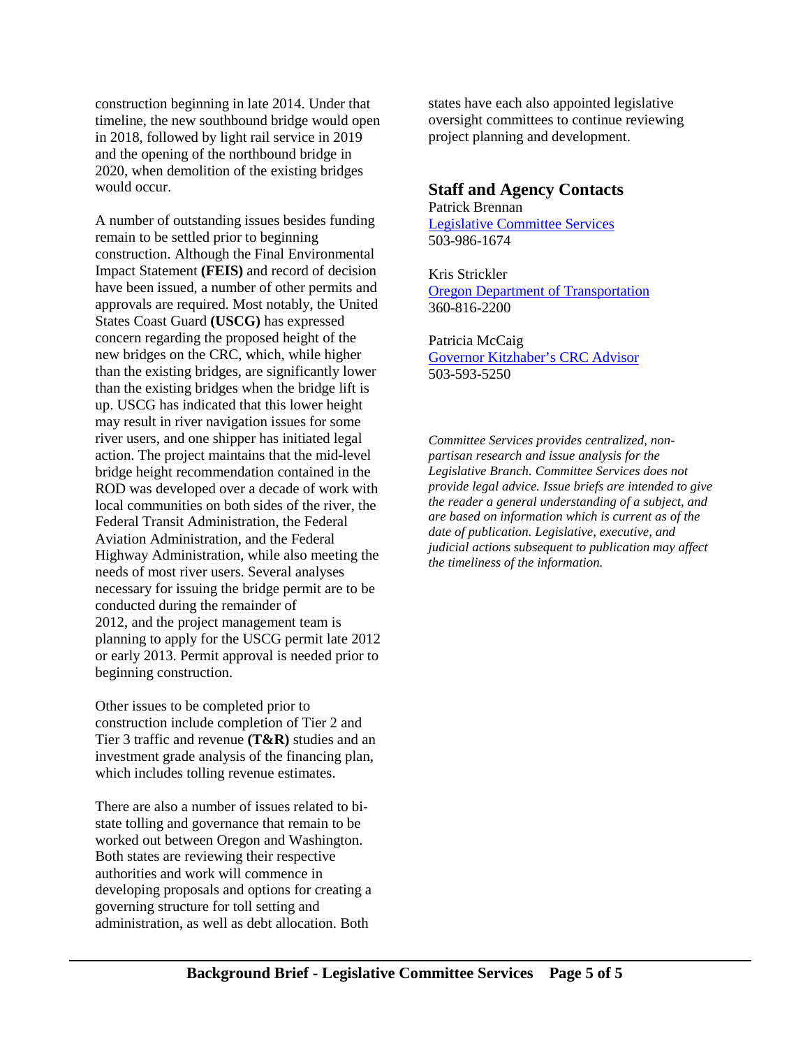construction beginning in late 2014. Under that timeline, the new southbound bridge would open in 2018, followed by light rail service in 2019 and the opening of the northbound bridge in 2020, when demolition of the existing bridges would occur.

A number of outstanding issues besides funding remain to be settled prior to beginning construction. Although the Final Environmental Impact Statement **(FEIS)** and record of decision have been issued, a number of other permits and approvals are required. Most notably, the United States Coast Guard **(USCG)** has expressed concern regarding the proposed height of the new bridges on the CRC, which, while higher than the existing bridges, are significantly lower than the existing bridges when the bridge lift is up. USCG has indicated that this lower height may result in river navigation issues for some river users, and one shipper has initiated legal action. The project maintains that the mid-level bridge height recommendation contained in the ROD was developed over a decade of work with local communities on both sides of the river, the Federal Transit Administration, the Federal Aviation Administration, and the Federal Highway Administration, while also meeting the needs of most river users. Several analyses necessary for issuing the bridge permit are to be conducted during the remainder of 2012, and the project management team is planning to apply for the USCG permit late 2012 or early 2013. Permit approval is needed prior to beginning construction.

Other issues to be completed prior to construction include completion of Tier 2 and Tier 3 traffic and revenue **(T&R)** studies and an investment grade analysis of the financing plan, which includes tolling revenue estimates.

There are also a number of issues related to bi-state tolling and governance that remain to be worked out between Oregon and Washington. Both states are reviewing their respective authorities and work will commence in developing proposals and options for creating a governing structure for toll setting and administration, as well as debt allocation. Both states have each also appointed legislative oversight committees to continue reviewing project planning and development.

## Staff and Agency Contacts

Patrick Brennan
Legislative Committee Services
503-986-1674

Kris Strickler
Oregon Department of Transportation
360-816-2200

Patricia McCaig
Governor Kitzhaber's CRC Advisor
503-593-5250

*Committee Services provides centralized, non-partisan research and issue analysis for the Legislative Branch. Committee Services does not provide legal advice. Issue briefs are intended to give the reader a general understanding of a subject, and are based on information which is current as of the date of publication. Legislative, executive, and judicial actions subsequent to publication may affect the timeliness of the information.*